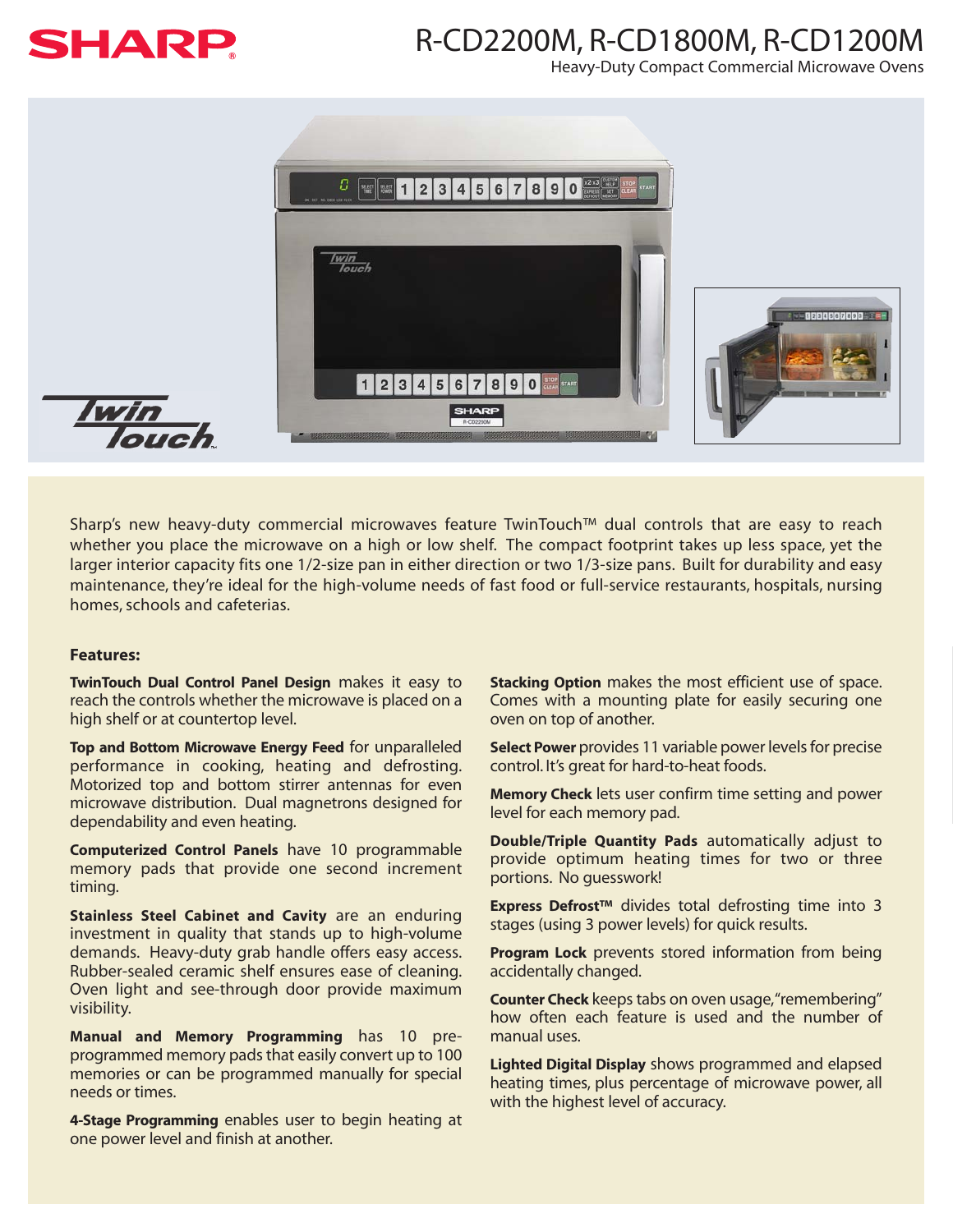# R-CD2200M, R-CD1800M, R-CD1200M

Heavy-Duty Compact Commercial Microwave Ovens

Sharp's new heavy-duty commercial microwaves feature TwinTouch™ dual controls that are easy to reach whether you place the microwave on a high or low shelf. The compact footprint takes up less space, yet the larger interior capacity fits one 1/2-size pan in either direction or two 1/3-size pans. Built for durability and easy maintenance, they're ideal for the high-volume needs of fast food or full-service restaurants, hospitals, nursing homes, schools and cafeterias.

**Features:**

**TwinTouch Dual Control Panel Design** makes it easy to reach the controls whether the microwave is placed on a high shelf or at countertop level.

**Top and Bottom Microwave Energy Feed** for unparalleled performance in cooking, heating and defrosting. Motorized top and bottom stirrer antennas for even microwave distribution. Dual magnetrons designed for dependability and even heating.

**Computerized Control Panels** have 10 programmable memory pads that provide one second increment timing.

**Stainless Steel Cabinet and Cavity** are an enduring investment in quality that stands up to high-volume demands. Heavy-duty grab handle offers easy access. Rubber-sealed ceramic shelf ensures ease of cleaning. Oven light and see-through door provide maximum visibility.

**Manual and Memory Programming** has 10 pre-programmed memory pads that easily convert up to 100 memories or can be programmed manually for special needs or times.

**4-Stage Programming** enables user to begin heating at one power level and finish at another.

**Stacking Option** makes the most efficient use of space. Comes with a mounting plate for easily securing one oven on top of another.

**Select Power** provides 11 variable power levels for precise control. It's great for hard-to-heat foods.

**Memory Check** lets user confirm time setting and power level for each memory pad.

**Double/Triple Quantity Pads** automatically adjust to provide optimum heating times for two or three portions. No guesswork!

**Express Defrost™** divides total defrosting time into 3 stages (using 3 power levels) for quick results.

**Program Lock** prevents stored information from being accidentally changed.

**Counter Check** keeps tabs on oven usage, "remembering" how often each feature is used and the number of manual uses.

**Lighted Digital Display** shows programmed and elapsed heating times, plus percentage of microwave power, all with the highest level of accuracy.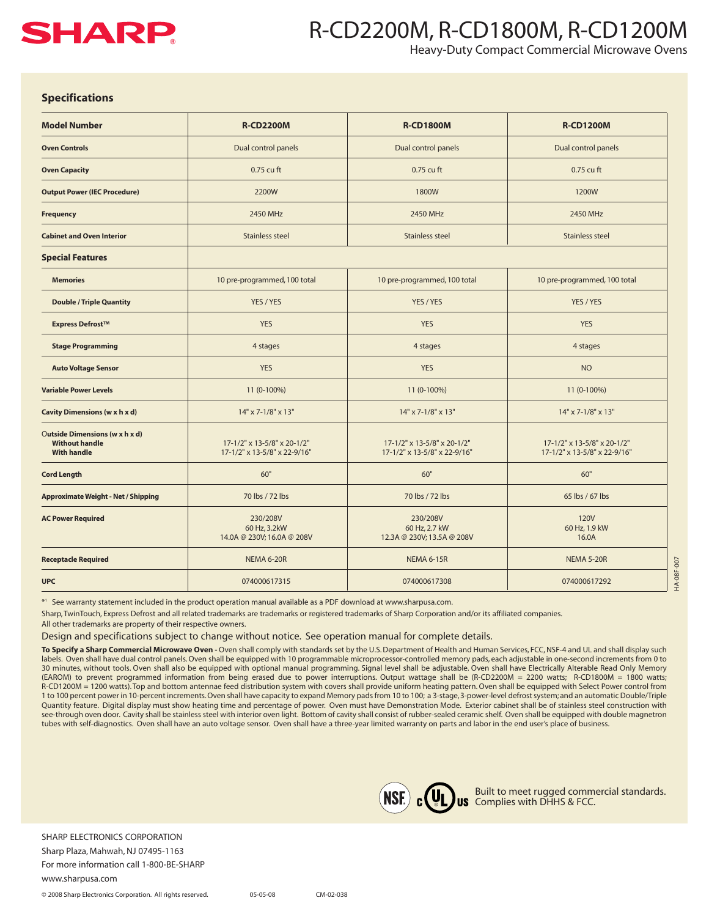# R-CD2200M, R-CD1800M, R-CD1200M

Heavy-Duty Compact Commercial Microwave Ovens

## Specifications

| Model Number | R-CD2200M | R-CD1800M | R-CD1200M |
|---|---|---|---|
| **Oven Controls** | Dual control panels | Dual control panels | Dual control panels |
| **Oven Capacity** | 0.75 cu ft | 0.75 cu ft | 0.75 cu ft |
| **Output Power (IEC Procedure)** | 2200W | 1800W | 1200W |
| **Frequency** | 2450 MHz | 2450 MHz | 2450 MHz |
| **Cabinet and Oven Interior** | Stainless steel | Stainless steel | Stainless steel |
| **Special Features** | | | |
| **Memories** | 10 pre-programmed, 100 total | 10 pre-programmed, 100 total | 10 pre-programmed, 100 total |
| **Double / Triple Quantity** | YES / YES | YES / YES | YES / YES |
| **Express Defrost™** | YES | YES | YES |
| **Stage Programming** | 4 stages | 4 stages | 4 stages |
| **Auto Voltage Sensor** | YES | YES | NO |
| **Variable Power Levels** | 11 (0-100%) | 11 (0-100%) | 11 (0-100%) |
| **Cavity Dimensions (w x h x d)** | 14" x 7-1/8" x 13" | 14" x 7-1/8" x 13" | 14" x 7-1/8" x 13" |
| **Outside Dimensions (w x h x d)** **Without handle** **With handle** | 17-1/2" x 13-5/8" x 20-1/2" 17-1/2" x 13-5/8" x 22-9/16" | 17-1/2" x 13-5/8" x 20-1/2" 17-1/2" x 13-5/8" x 22-9/16" | 17-1/2" x 13-5/8" x 20-1/2" 17-1/2" x 13-5/8" x 22-9/16" |
| **Cord Length** | 60" | 60" | 60" |
| **Approximate Weight - Net / Shipping** | 70 lbs / 72 lbs | 70 lbs / 72 lbs | 65 lbs / 67 lbs |
| **AC Power Required** | 230/208V 60 Hz, 3.2kW 14.0A @ 230V; 16.0A @ 208V | 230/208V 60 Hz, 2.7 kW 12.3A @ 230V; 13.5A @ 208V | 120V 60 Hz, 1.9 kW 16.0A |
| **Receptacle Required** | NEMA 6-20R | NEMA 6-15R | NEMA 5-20R |
| **UPC** | 074000617315 | 074000617308 | 074000617292 |

HA-08F-007

*[1] See warranty statement included in the product operation manual available as a PDF download at www.sharpusa.com.

Sharp, TwinTouch, Express Defrost and all related trademarks are trademarks or registered trademarks of Sharp Corporation and/or its affiliated companies.
All other trademarks are property of their respective owners.

Design and specifications subject to change without notice. See operation manual for complete details.

**To Specify a Sharp Commercial Microwave Oven -** Oven shall comply with standards set by the U.S. Department of Health and Human Services, FCC, NSF-4 and UL and shall display such labels. Oven shall have dual control panels. Oven shall be equipped with 10 programmable microprocessor-controlled memory pads, each adjustable in one-second increments from 0 to 30 minutes, without tools. Oven shall also be equipped with optional manual programming. Signal level shall be adjustable. Oven shall have Electrically Alterable Read Only Memory (EAROM) to prevent programmed information from being erased due to power interruptions. Output wattage shall be (R-CD2200M = 2200 watts; R-CD1800M = 1800 watts; R-CD1200M = 1200 watts). Top and bottom antennae feed distribution system with covers shall provide uniform heating pattern. Oven shall be equipped with Select Power control from 1 to 100 percent power in 10-percent increments. Oven shall have capacity to expand Memory pads from 10 to 100; a 3-stage, 3-power-level defrost system; and an automatic Double/Triple Quantity feature. Digital display must show heating time and percentage of power. Oven must have Demonstration Mode. Exterior cabinet shall be of stainless steel construction with see-through oven door. Cavity shall be stainless steel with interior oven light. Bottom of cavity shall consist of rubber-sealed ceramic shelf. Oven shall be equipped with double magnetron tubes with self-diagnostics. Oven shall have an auto voltage sensor. Oven shall have a three-year limited warranty on parts and labor in the end user's place of business.

NSF c UL US Built to meet rugged commercial standards. Complies with DHHS & FCC.

SHARP ELECTRONICS CORPORATION
Sharp Plaza, Mahwah, NJ 07495-1163
For more information call 1-800-BE-SHARP
www.sharpusa.com

© 2008 Sharp Electronics Corporation. All rights reserved. 05-05-08 CM-02-038